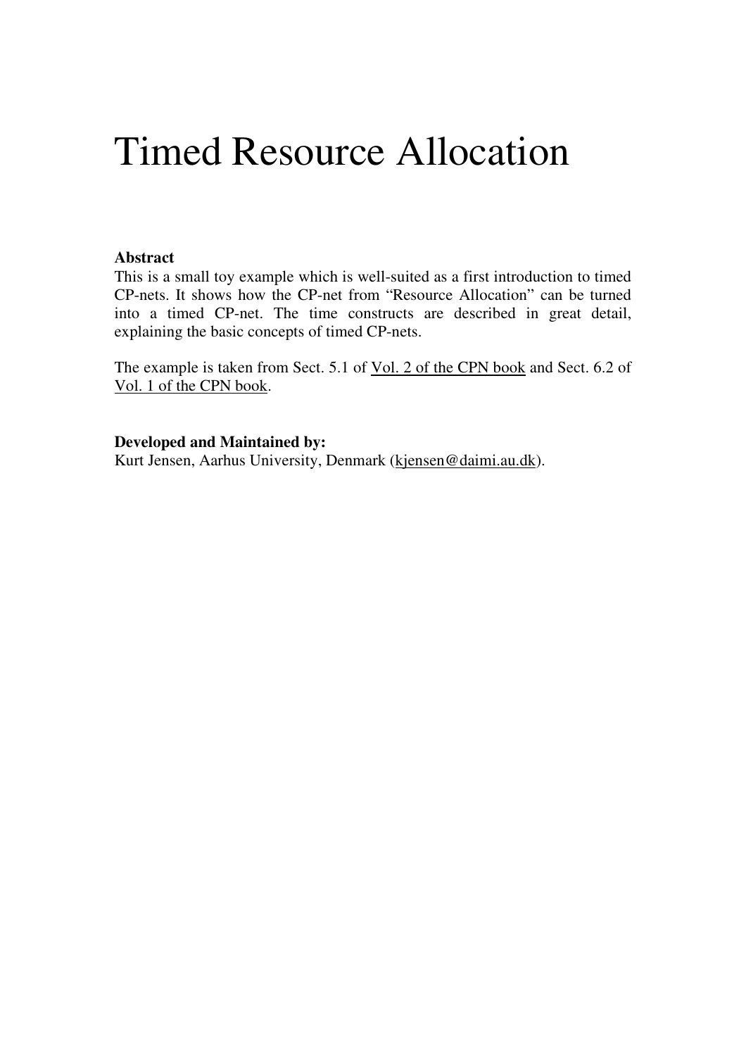# Timed Resource Allocation

**Abstract**
This is a small toy example which is well-suited as a first introduction to timed CP-nets. It shows how the CP-net from "Resource Allocation" can be turned into a timed CP-net. The time constructs are described in great detail, explaining the basic concepts of timed CP-nets.

The example is taken from Sect. 5.1 of Vol. 2 of the CPN book and Sect. 6.2 of Vol. 1 of the CPN book.

**Developed and Maintained by:**
Kurt Jensen, Aarhus University, Denmark (kjensen@daimi.au.dk).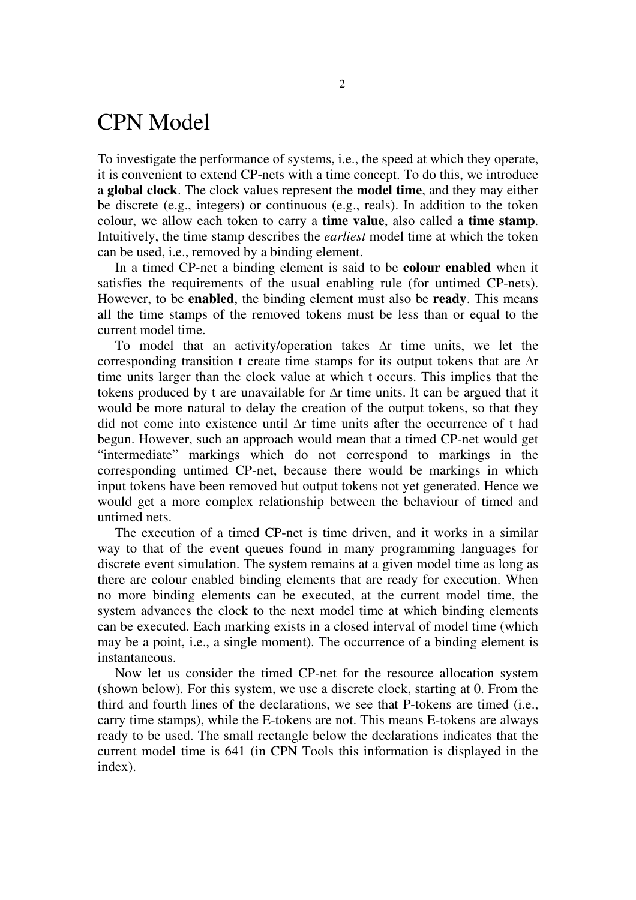# CPN Model

To investigate the performance of systems, i.e., the speed at which they operate, it is convenient to extend CP-nets with a time concept. To do this, we introduce a **global clock**. The clock values represent the **model time**, and they may either be discrete (e.g., integers) or continuous (e.g., reals). In addition to the token colour, we allow each token to carry a **time value**, also called a **time stamp**. Intuitively, the time stamp describes the *earliest* model time at which the token can be used, i.e., removed by a binding element.

In a timed CP-net a binding element is said to be **colour enabled** when it satisfies the requirements of the usual enabling rule (for untimed CP-nets). However, to be **enabled**, the binding element must also be **ready**. This means all the time stamps of the removed tokens must be less than or equal to the current model time.

To model that an activity/operation takes $\Delta r$ time units, we let the corresponding transition t create time stamps for its output tokens that are $\Delta r$ time units larger than the clock value at which t occurs. This implies that the tokens produced by t are unavailable for $\Delta r$ time units. It can be argued that it would be more natural to delay the creation of the output tokens, so that they did not come into existence until $\Delta r$ time units after the occurrence of t had begun. However, such an approach would mean that a timed CP-net would get "intermediate" markings which do not correspond to markings in the corresponding untimed CP-net, because there would be markings in which input tokens have been removed but output tokens not yet generated. Hence we would get a more complex relationship between the behaviour of timed and untimed nets.

The execution of a timed CP-net is time driven, and it works in a similar way to that of the event queues found in many programming languages for discrete event simulation. The system remains at a given model time as long as there are colour enabled binding elements that are ready for execution. When no more binding elements can be executed, at the current model time, the system advances the clock to the next model time at which binding elements can be executed. Each marking exists in a closed interval of model time (which may be a point, i.e., a single moment). The occurrence of a binding element is instantaneous.

Now let us consider the timed CP-net for the resource allocation system (shown below). For this system, we use a discrete clock, starting at 0. From the third and fourth lines of the declarations, we see that P-tokens are timed (i.e., carry time stamps), while the E-tokens are not. This means E-tokens are always ready to be used. The small rectangle below the declarations indicates that the current model time is 641 (in CPN Tools this information is displayed in the index).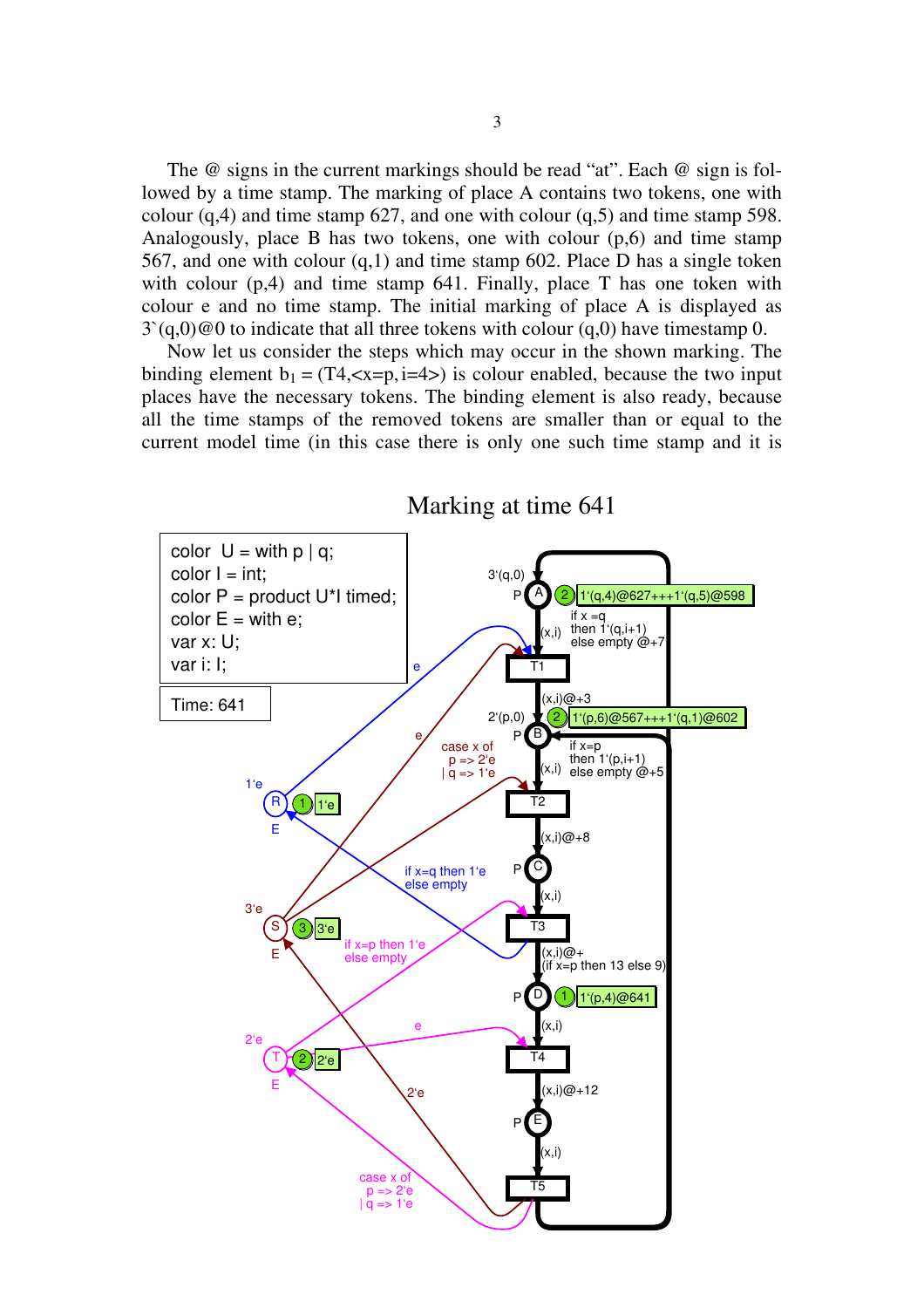The @ signs in the current markings should be read "at". Each @ sign is followed by a time stamp. The marking of place A contains two tokens, one with colour (q,4) and time stamp 627, and one with colour (q,5) and time stamp 598. Analogously, place B has two tokens, one with colour (p,6) and time stamp 567, and one with colour (q,1) and time stamp 602. Place D has a single token with colour (p,4) and time stamp 641. Finally, place T has one token with colour e and no time stamp. The initial marking of place A is displayed as 3`(q,0)@0 to indicate that all three tokens with colour (q,0) have timestamp 0.

Now let us consider the steps which may occur in the shown marking. The binding element $b_1$ = (T4,<x=p, i=4>) is colour enabled, because the two input places have the necessary tokens. The binding element is also ready, because all the time stamps of the removed tokens are smaller than or equal to the current model time (in this case there is only one such time stamp and it is

Marking at time 641

```
color  U = with p | q;
color I = int;
color P = product U*I timed;
color E = with e;
var x: U;
var i: I;
```

Time: 641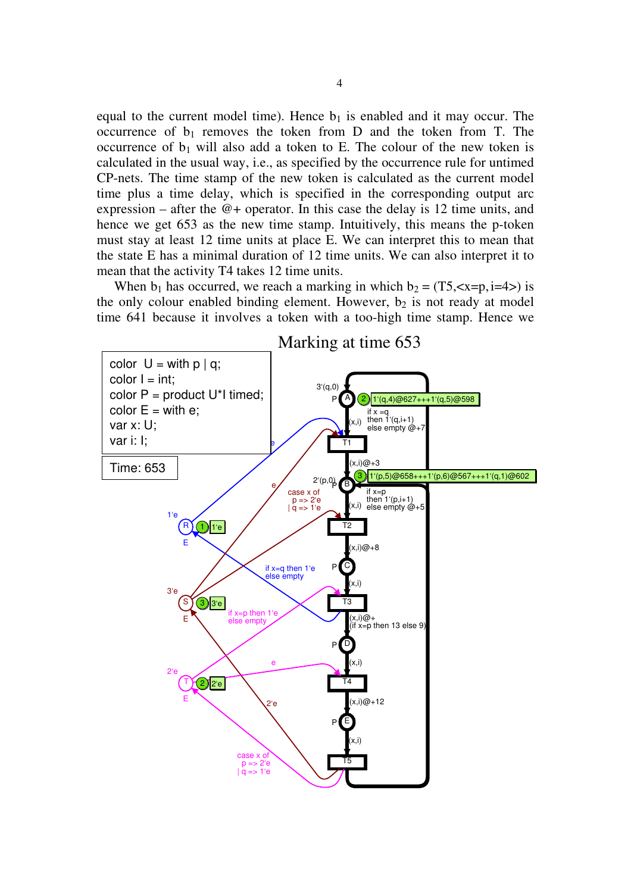equal to the current model time). Hence $b_1$ is enabled and it may occur. The occurrence of $b_1$ removes the token from D and the token from T. The occurrence of $b_1$ will also add a token to E. The colour of the new token is calculated in the usual way, i.e., as specified by the occurrence rule for untimed CP-nets. The time stamp of the new token is calculated as the current model time plus a time delay, which is specified in the corresponding output arc expression – after the @+ operator. In this case the delay is 12 time units, and hence we get 653 as the new time stamp. Intuitively, this means the p-token must stay at least 12 time units at place E. We can interpret this to mean that the state E has a minimal duration of 12 time units. We can also interpret it to mean that the activity T4 takes 12 time units.

When $b_1$ has occurred, we reach a marking in which $b_2$ = (T5,<x=p, i=4>) is the only colour enabled binding element. However, $b_2$ is not ready at model time 641 because it involves a token with a too-high time stamp. Hence we

Marking at time 653

```
color  U = with p | q;
color I = int;
color P = product U*I timed;
color E = with e;
var x: U;
var i: I;
```

Time: 653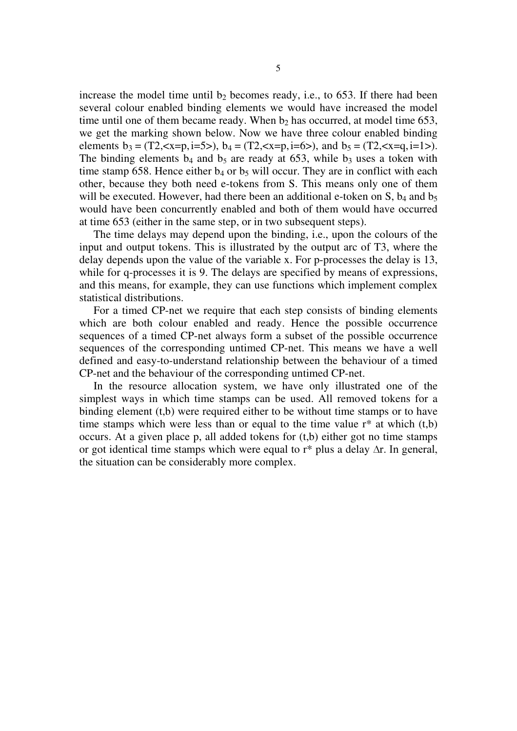increase the model time until $b_2$ becomes ready, i.e., to 653. If there had been several colour enabled binding elements we would have increased the model time until one of them became ready. When $b_2$ has occurred, at model time 653, we get the marking shown below. Now we have three colour enabled binding elements $b_3$ = (T2,<x=p, i=5>), $b_4$ = (T2,<x=p, i=6>), and $b_5$ = (T2,<x=q, i=1>). The binding elements $b_4$ and $b_5$ are ready at 653, while $b_3$ uses a token with time stamp 658. Hence either $b_4$ or $b_5$ will occur. They are in conflict with each other, because they both need e-tokens from S. This means only one of them will be executed. However, had there been an additional e-token on S, $b_4$ and $b_5$ would have been concurrently enabled and both of them would have occurred at time 653 (either in the same step, or in two subsequent steps).

The time delays may depend upon the binding, i.e., upon the colours of the input and output tokens. This is illustrated by the output arc of T3, where the delay depends upon the value of the variable x. For p-processes the delay is 13, while for q-processes it is 9. The delays are specified by means of expressions, and this means, for example, they can use functions which implement complex statistical distributions.

For a timed CP-net we require that each step consists of binding elements which are both colour enabled and ready. Hence the possible occurrence sequences of a timed CP-net always form a subset of the possible occurrence sequences of the corresponding untimed CP-net. This means we have a well defined and easy-to-understand relationship between the behaviour of a timed CP-net and the behaviour of the corresponding untimed CP-net.

In the resource allocation system, we have only illustrated one of the simplest ways in which time stamps can be used. All removed tokens for a binding element (t,b) were required either to be without time stamps or to have time stamps which were less than or equal to the time value $r^*$ at which (t,b) occurs. At a given place p, all added tokens for (t,b) either got no time stamps or got identical time stamps which were equal to $r^*$ plus a delay $\Delta r$. In general, the situation can be considerably more complex.